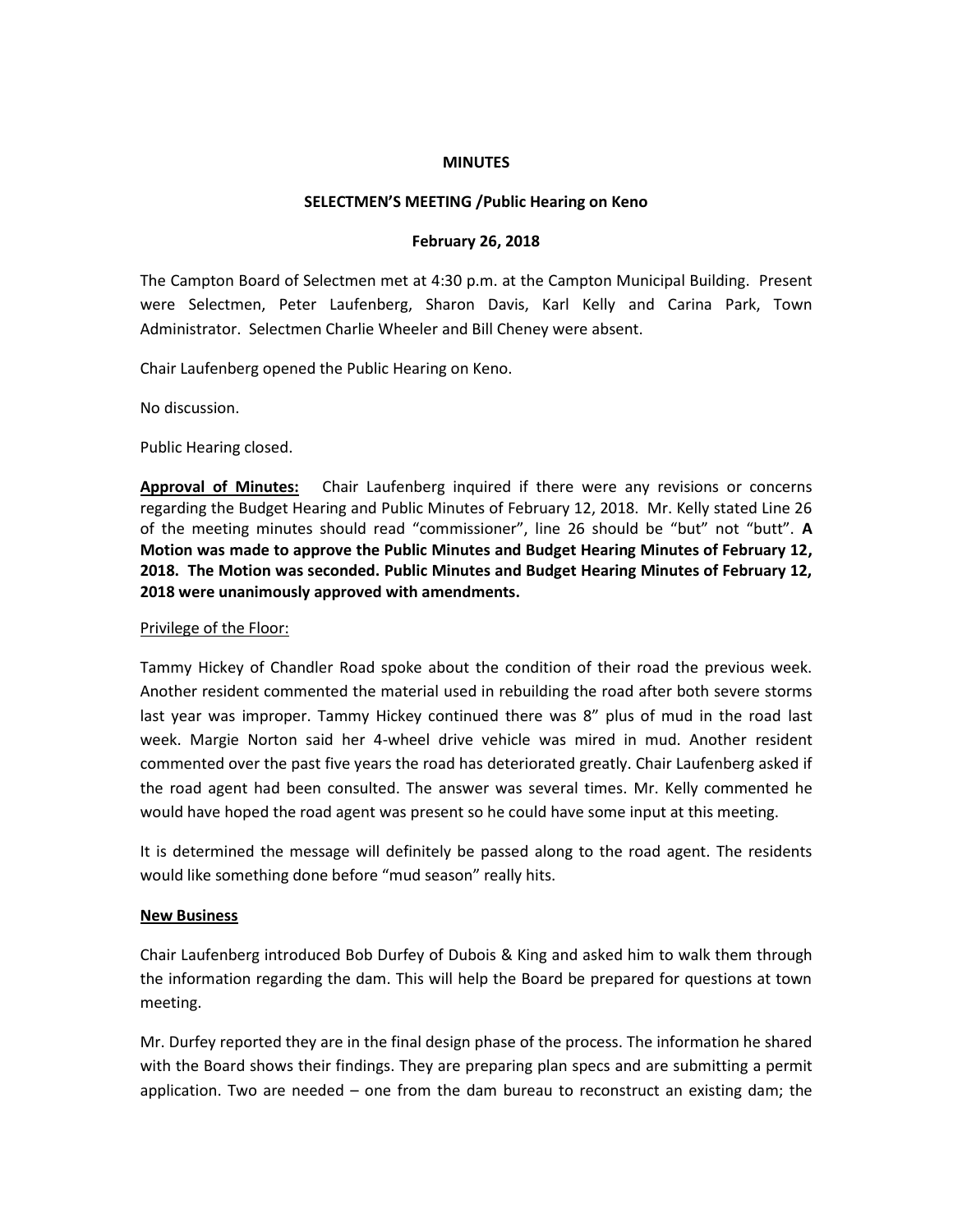**MINUTES**

**SELECTMEN'S MEETING /Public Hearing on Keno**

**February 26, 2018**

The Campton Board of Selectmen met at 4:30 p.m. at the Campton Municipal Building. Present were Selectmen, Peter Laufenberg, Sharon Davis, Karl Kelly and Carina Park, Town Administrator. Selectmen Charlie Wheeler and Bill Cheney were absent.

Chair Laufenberg opened the Public Hearing on Keno.

No discussion.

Public Hearing closed.

**Approval of Minutes:** Chair Laufenberg inquired if there were any revisions or concerns regarding the Budget Hearing and Public Minutes of February 12, 2018. Mr. Kelly stated Line 26 of the meeting minutes should read "commissioner", line 26 should be "but" not "butt". **A Motion was made to approve the Public Minutes and Budget Hearing Minutes of February 12, 2018. The Motion was seconded. Public Minutes and Budget Hearing Minutes of February 12, 2018 were unanimously approved with amendments.**

Privilege of the Floor:

Tammy Hickey of Chandler Road spoke about the condition of their road the previous week. Another resident commented the material used in rebuilding the road after both severe storms last year was improper. Tammy Hickey continued there was 8" plus of mud in the road last week. Margie Norton said her 4-wheel drive vehicle was mired in mud. Another resident commented over the past five years the road has deteriorated greatly. Chair Laufenberg asked if the road agent had been consulted. The answer was several times. Mr. Kelly commented he would have hoped the road agent was present so he could have some input at this meeting.

It is determined the message will definitely be passed along to the road agent. The residents would like something done before "mud season" really hits.

**New Business**

Chair Laufenberg introduced Bob Durfey of Dubois & King and asked him to walk them through the information regarding the dam. This will help the Board be prepared for questions at town meeting.

Mr. Durfey reported they are in the final design phase of the process. The information he shared with the Board shows their findings. They are preparing plan specs and are submitting a permit application. Two are needed – one from the dam bureau to reconstruct an existing dam; the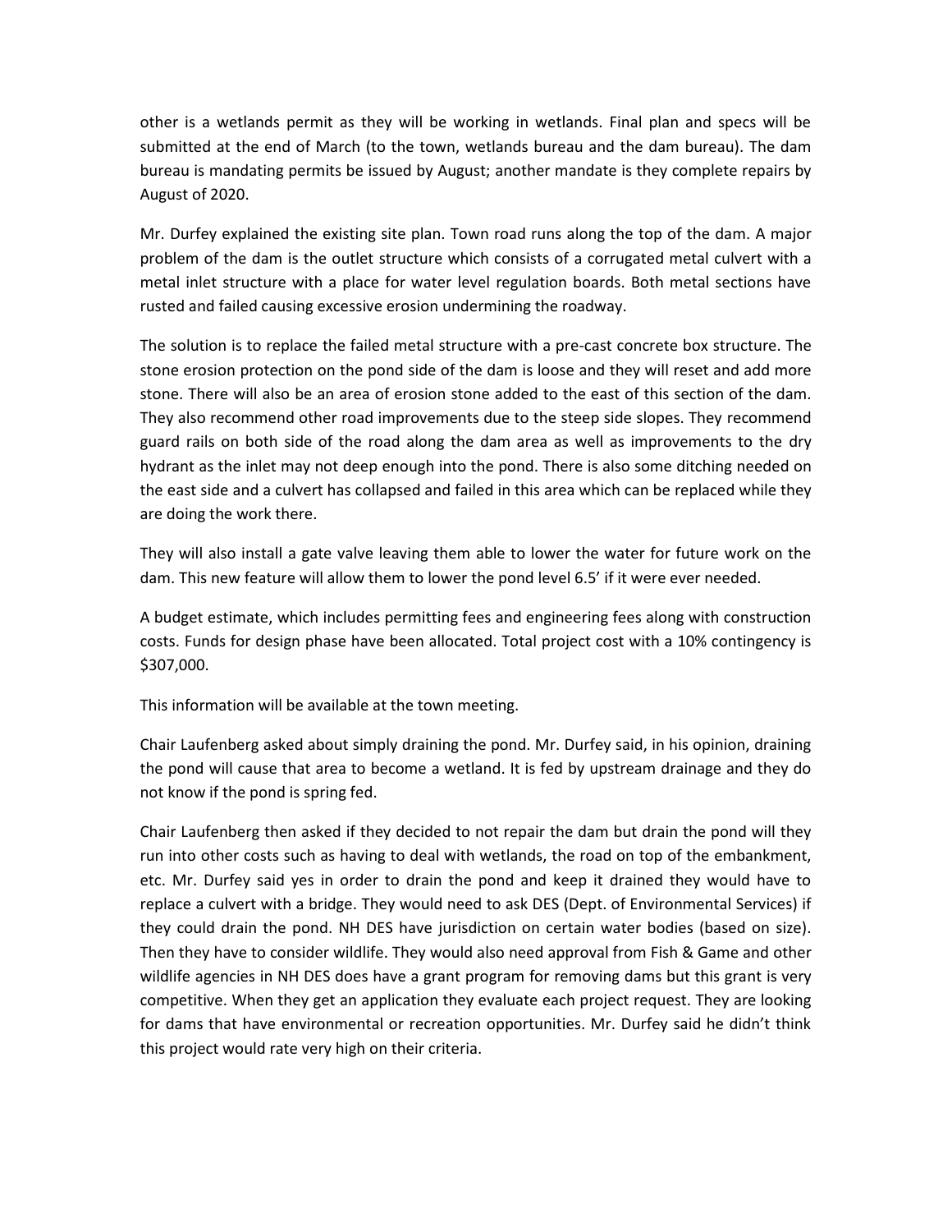other is a wetlands permit as they will be working in wetlands. Final plan and specs will be submitted at the end of March (to the town, wetlands bureau and the dam bureau). The dam bureau is mandating permits be issued by August; another mandate is they complete repairs by August of 2020.

Mr. Durfey explained the existing site plan. Town road runs along the top of the dam. A major problem of the dam is the outlet structure which consists of a corrugated metal culvert with a metal inlet structure with a place for water level regulation boards. Both metal sections have rusted and failed causing excessive erosion undermining the roadway.

The solution is to replace the failed metal structure with a pre-cast concrete box structure. The stone erosion protection on the pond side of the dam is loose and they will reset and add more stone. There will also be an area of erosion stone added to the east of this section of the dam. They also recommend other road improvements due to the steep side slopes. They recommend guard rails on both side of the road along the dam area as well as improvements to the dry hydrant as the inlet may not deep enough into the pond. There is also some ditching needed on the east side and a culvert has collapsed and failed in this area which can be replaced while they are doing the work there.

They will also install a gate valve leaving them able to lower the water for future work on the dam. This new feature will allow them to lower the pond level 6.5' if it were ever needed.

A budget estimate, which includes permitting fees and engineering fees along with construction costs. Funds for design phase have been allocated. Total project cost with a 10% contingency is $307,000.

This information will be available at the town meeting.

Chair Laufenberg asked about simply draining the pond. Mr. Durfey said, in his opinion, draining the pond will cause that area to become a wetland. It is fed by upstream drainage and they do not know if the pond is spring fed.

Chair Laufenberg then asked if they decided to not repair the dam but drain the pond will they run into other costs such as having to deal with wetlands, the road on top of the embankment, etc. Mr. Durfey said yes in order to drain the pond and keep it drained they would have to replace a culvert with a bridge. They would need to ask DES (Dept. of Environmental Services) if they could drain the pond. NH DES have jurisdiction on certain water bodies (based on size). Then they have to consider wildlife. They would also need approval from Fish & Game and other wildlife agencies in NH DES does have a grant program for removing dams but this grant is very competitive. When they get an application they evaluate each project request. They are looking for dams that have environmental or recreation opportunities. Mr. Durfey said he didn't think this project would rate very high on their criteria.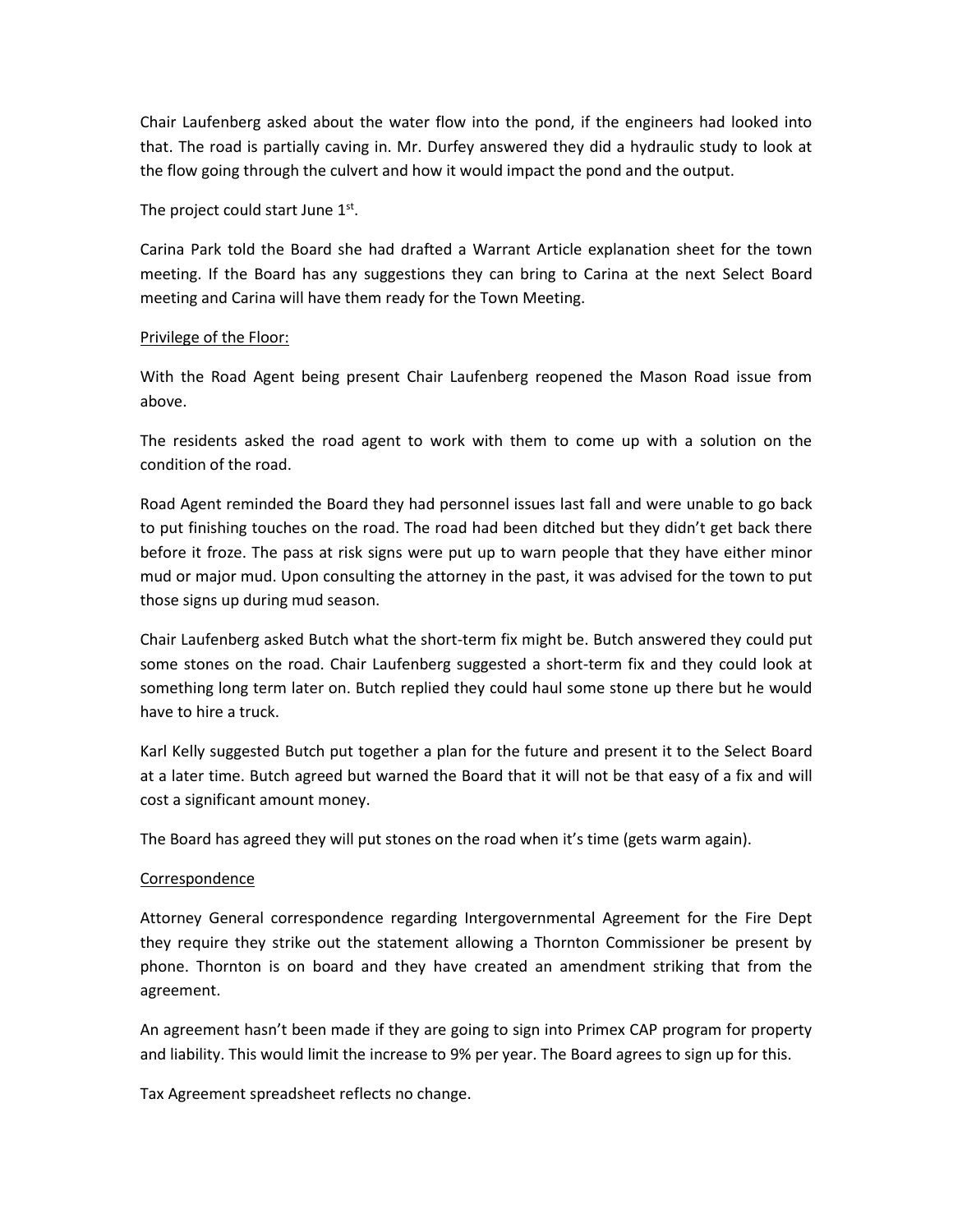Chair Laufenberg asked about the water flow into the pond, if the engineers had looked into that. The road is partially caving in. Mr. Durfey answered they did a hydraulic study to look at the flow going through the culvert and how it would impact the pond and the output.

The project could start June 1st.

Carina Park told the Board she had drafted a Warrant Article explanation sheet for the town meeting. If the Board has any suggestions they can bring to Carina at the next Select Board meeting and Carina will have them ready for the Town Meeting.

Privilege of the Floor:

With the Road Agent being present Chair Laufenberg reopened the Mason Road issue from above.

The residents asked the road agent to work with them to come up with a solution on the condition of the road.

Road Agent reminded the Board they had personnel issues last fall and were unable to go back to put finishing touches on the road. The road had been ditched but they didn't get back there before it froze. The pass at risk signs were put up to warn people that they have either minor mud or major mud. Upon consulting the attorney in the past, it was advised for the town to put those signs up during mud season.

Chair Laufenberg asked Butch what the short-term fix might be. Butch answered they could put some stones on the road. Chair Laufenberg suggested a short-term fix and they could look at something long term later on. Butch replied they could haul some stone up there but he would have to hire a truck.

Karl Kelly suggested Butch put together a plan for the future and present it to the Select Board at a later time. Butch agreed but warned the Board that it will not be that easy of a fix and will cost a significant amount money.

The Board has agreed they will put stones on the road when it's time (gets warm again).

Correspondence

Attorney General correspondence regarding Intergovernmental Agreement for the Fire Dept they require they strike out the statement allowing a Thornton Commissioner be present by phone. Thornton is on board and they have created an amendment striking that from the agreement.

An agreement hasn't been made if they are going to sign into Primex CAP program for property and liability. This would limit the increase to 9% per year. The Board agrees to sign up for this.

Tax Agreement spreadsheet reflects no change.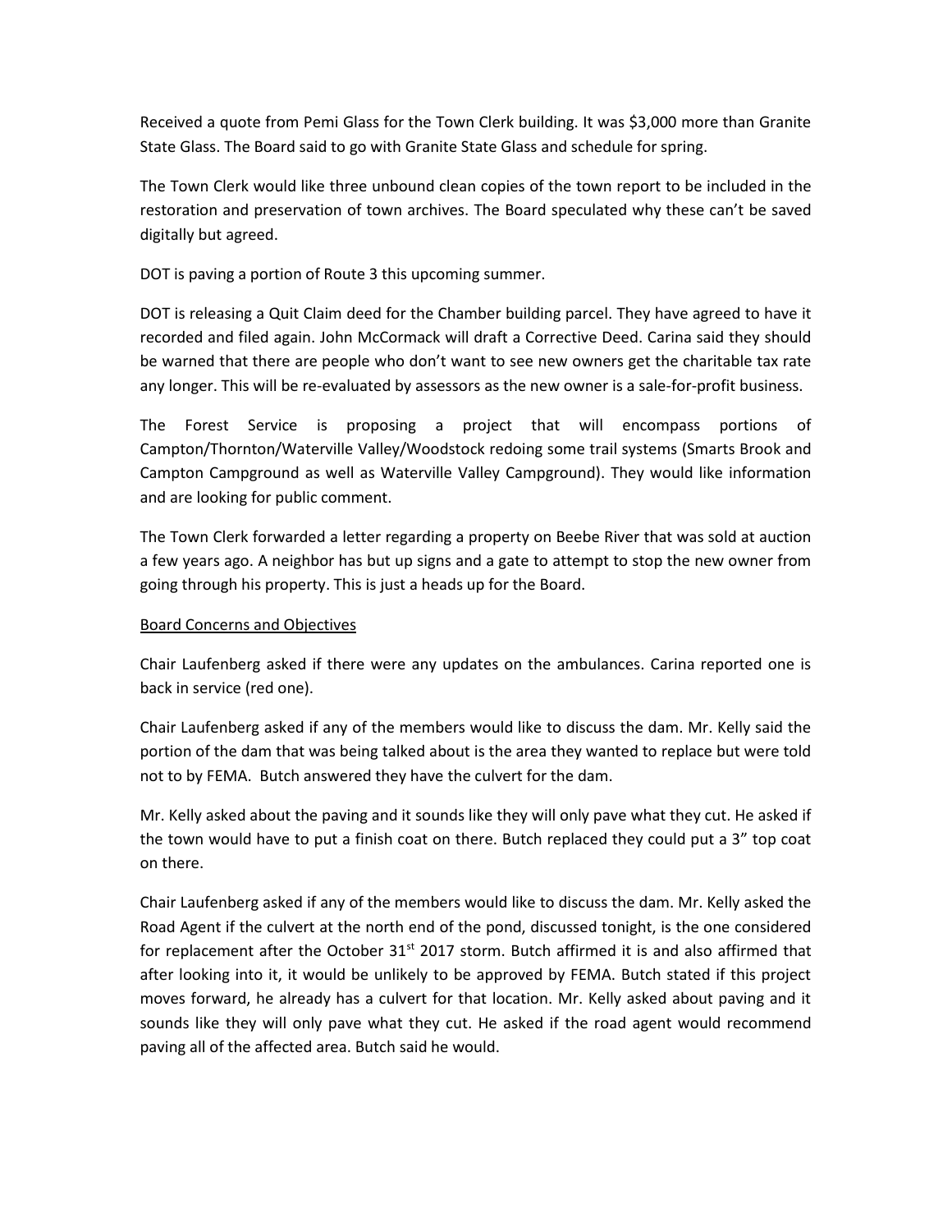Received a quote from Pemi Glass for the Town Clerk building. It was $3,000 more than Granite State Glass. The Board said to go with Granite State Glass and schedule for spring.

The Town Clerk would like three unbound clean copies of the town report to be included in the restoration and preservation of town archives. The Board speculated why these can't be saved digitally but agreed.

DOT is paving a portion of Route 3 this upcoming summer.

DOT is releasing a Quit Claim deed for the Chamber building parcel. They have agreed to have it recorded and filed again. John McCormack will draft a Corrective Deed. Carina said they should be warned that there are people who don't want to see new owners get the charitable tax rate any longer. This will be re-evaluated by assessors as the new owner is a sale-for-profit business.

The Forest Service is proposing a project that will encompass portions of Campton/Thornton/Waterville Valley/Woodstock redoing some trail systems (Smarts Brook and Campton Campground as well as Waterville Valley Campground). They would like information and are looking for public comment.

The Town Clerk forwarded a letter regarding a property on Beebe River that was sold at auction a few years ago. A neighbor has but up signs and a gate to attempt to stop the new owner from going through his property. This is just a heads up for the Board.

<u>Board Concerns and Objectives</u>

Chair Laufenberg asked if there were any updates on the ambulances. Carina reported one is back in service (red one).

Chair Laufenberg asked if any of the members would like to discuss the dam. Mr. Kelly said the portion of the dam that was being talked about is the area they wanted to replace but were told not to by FEMA. Butch answered they have the culvert for the dam.

Mr. Kelly asked about the paving and it sounds like they will only pave what they cut. He asked if the town would have to put a finish coat on there. Butch replaced they could put a 3" top coat on there.

Chair Laufenberg asked if any of the members would like to discuss the dam. Mr. Kelly asked the Road Agent if the culvert at the north end of the pond, discussed tonight, is the one considered for replacement after the October 31st 2017 storm. Butch affirmed it is and also affirmed that after looking into it, it would be unlikely to be approved by FEMA. Butch stated if this project moves forward, he already has a culvert for that location. Mr. Kelly asked about paving and it sounds like they will only pave what they cut. He asked if the road agent would recommend paving all of the affected area. Butch said he would.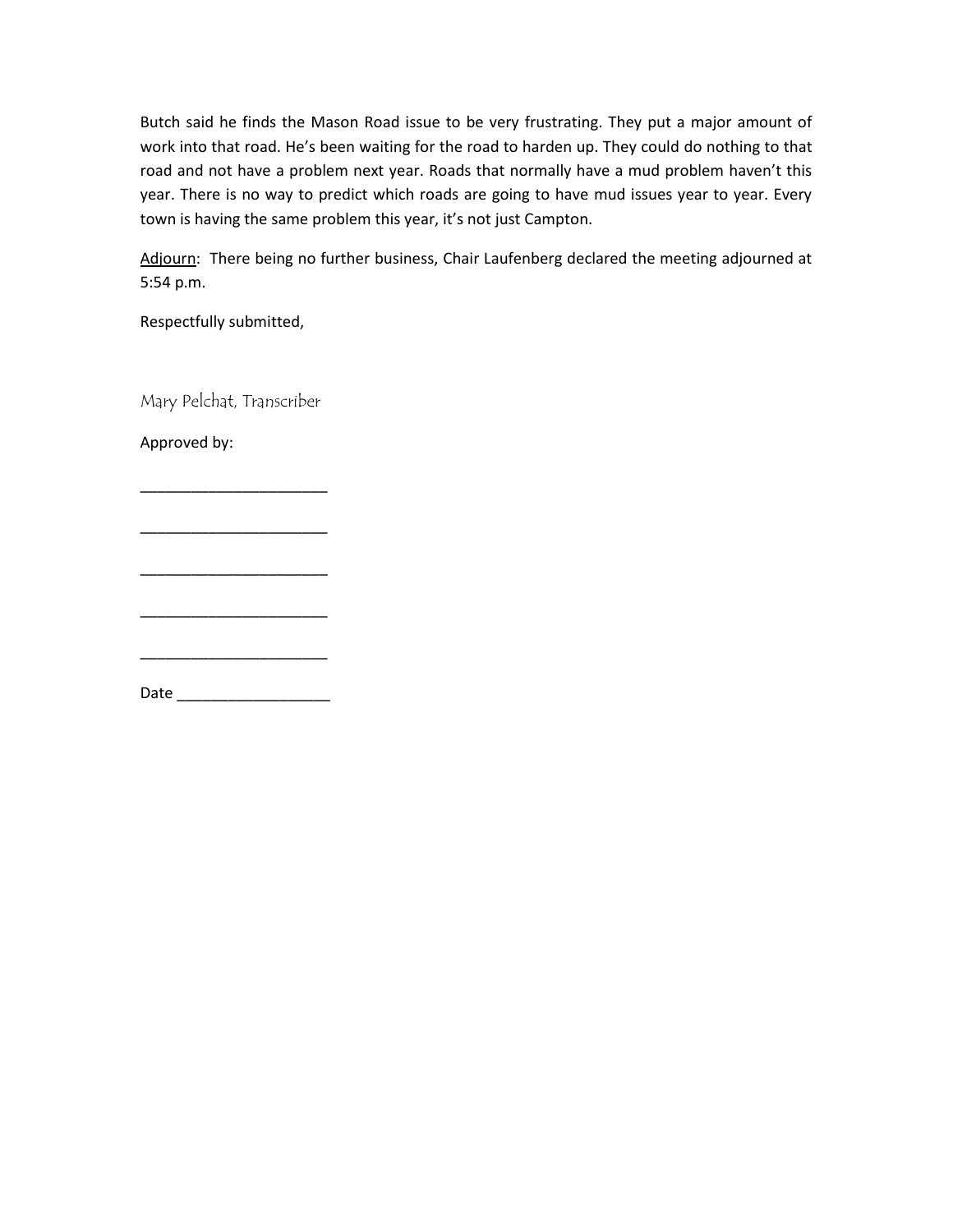Butch said he finds the Mason Road issue to be very frustrating. They put a major amount of work into that road. He's been waiting for the road to harden up. They could do nothing to that road and not have a problem next year. Roads that normally have a mud problem haven't this year. There is no way to predict which roads are going to have mud issues year to year. Every town is having the same problem this year, it's not just Campton.

<u>Adjourn</u>: There being no further business, Chair Laufenberg declared the meeting adjourned at 5:54 p.m.

Respectfully submitted,

Mary Pelchat, Transcriber

Approved by:

______________________

______________________

______________________

______________________

______________________

Date __________________